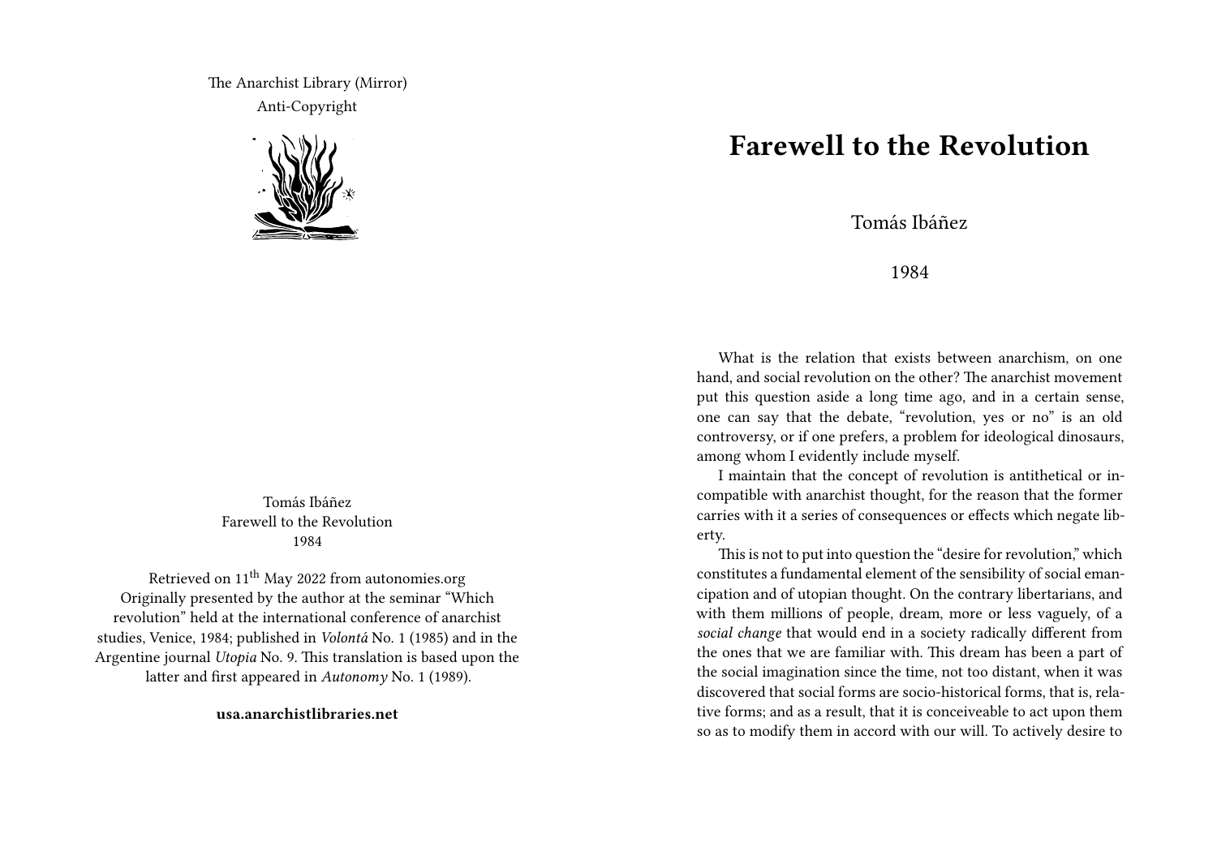The Anarchist Library (Mirror)
Anti-Copyright

Tomás Ibáñez
Farewell to the Revolution
1984

Retrieved on 11th May 2022 from autonomies.org
Originally presented by the author at the seminar "Which revolution" held at the international conference of anarchist studies, Venice, 1984; published in *Volontá* No. 1 (1985) and in the Argentine journal *Utopia* No. 9. This translation is based upon the latter and first appeared in *Autonomy* No. 1 (1989).

**usa.anarchistlibraries.net**

# Farewell to the Revolution

Tomás Ibáñez

1984

What is the relation that exists between anarchism, on one hand, and social revolution on the other? The anarchist movement put this question aside a long time ago, and in a certain sense, one can say that the debate, "revolution, yes or no" is an old controversy, or if one prefers, a problem for ideological dinosaurs, among whom I evidently include myself.

I maintain that the concept of revolution is antithetical or incompatible with anarchist thought, for the reason that the former carries with it a series of consequences or effects which negate liberty.

This is not to put into question the "desire for revolution," which constitutes a fundamental element of the sensibility of social emancipation and of utopian thought. On the contrary libertarians, and with them millions of people, dream, more or less vaguely, of a *social change* that would end in a society radically different from the ones that we are familiar with. This dream has been a part of the social imagination since the time, not too distant, when it was discovered that social forms are socio-historical forms, that is, relative forms; and as a result, that it is conceiveable to act upon them so as to modify them in accord with our will. To actively desire to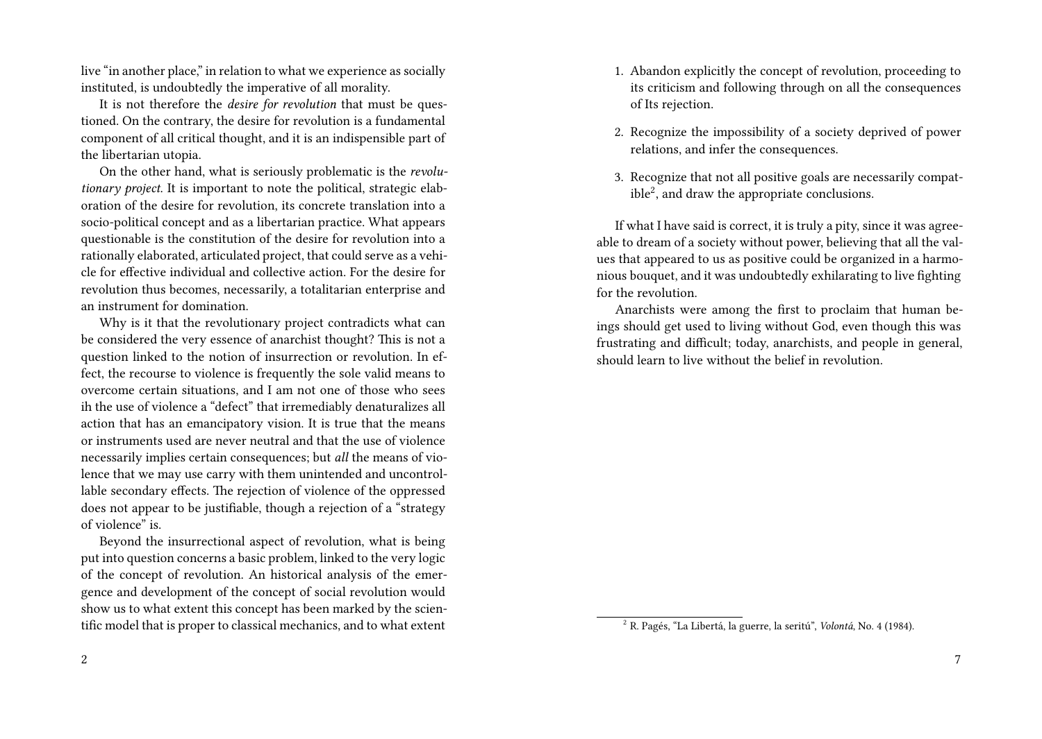live "in another place," in relation to what we experience as socially instituted, is undoubtedly the imperative of all morality.

It is not therefore the *desire for revolution* that must be questioned. On the contrary, the desire for revolution is a fundamental component of all critical thought, and it is an indispensible part of the libertarian utopia.

On the other hand, what is seriously problematic is the *revolutionary project*. It is important to note the political, strategic elaboration of the desire for revolution, its concrete translation into a socio-political concept and as a libertarian practice. What appears questionable is the constitution of the desire for revolution into a rationally elaborated, articulated project, that could serve as a vehicle for effective individual and collective action. For the desire for revolution thus becomes, necessarily, a totalitarian enterprise and an instrument for domination.

Why is it that the revolutionary project contradicts what can be considered the very essence of anarchist thought? This is not a question linked to the notion of insurrection or revolution. In effect, the recourse to violence is frequently the sole valid means to overcome certain situations, and I am not one of those who sees ih the use of violence a "defect" that irremediably denaturalizes all action that has an emancipatory vision. It is true that the means or instruments used are never neutral and that the use of violence necessarily implies certain consequences; but *all* the means of violence that we may use carry with them unintended and uncontrollable secondary effects. The rejection of violence of the oppressed does not appear to be justifiable, though a rejection of a "strategy of violence" is.

Beyond the insurrectional aspect of revolution, what is being put into question concerns a basic problem, linked to the very logic of the concept of revolution. An historical analysis of the emergence and development of the concept of social revolution would show us to what extent this concept has been marked by the scientific model that is proper to classical mechanics, and to what extent

1. Abandon explicitly the concept of revolution, proceeding to its criticism and following through on all the consequences of Its rejection.
2. Recognize the impossibility of a society deprived of power relations, and infer the consequences.
3. Recognize that not all positive goals are necessarily compatible[2], and draw the appropriate conclusions.

If what I have said is correct, it is truly a pity, since it was agreeable to dream of a society without power, believing that all the values that appeared to us as positive could be organized in a harmonious bouquet, and it was undoubtedly exhilarating to live fighting for the revolution.

Anarchists were among the first to proclaim that human beings should get used to living without God, even though this was frustrating and difficult; today, anarchists, and people in general, should learn to live without the belief in revolution.

[2] R. Pagés, "La Libertá, la guerre, la seritú", *Volontá*, No. 4 (1984).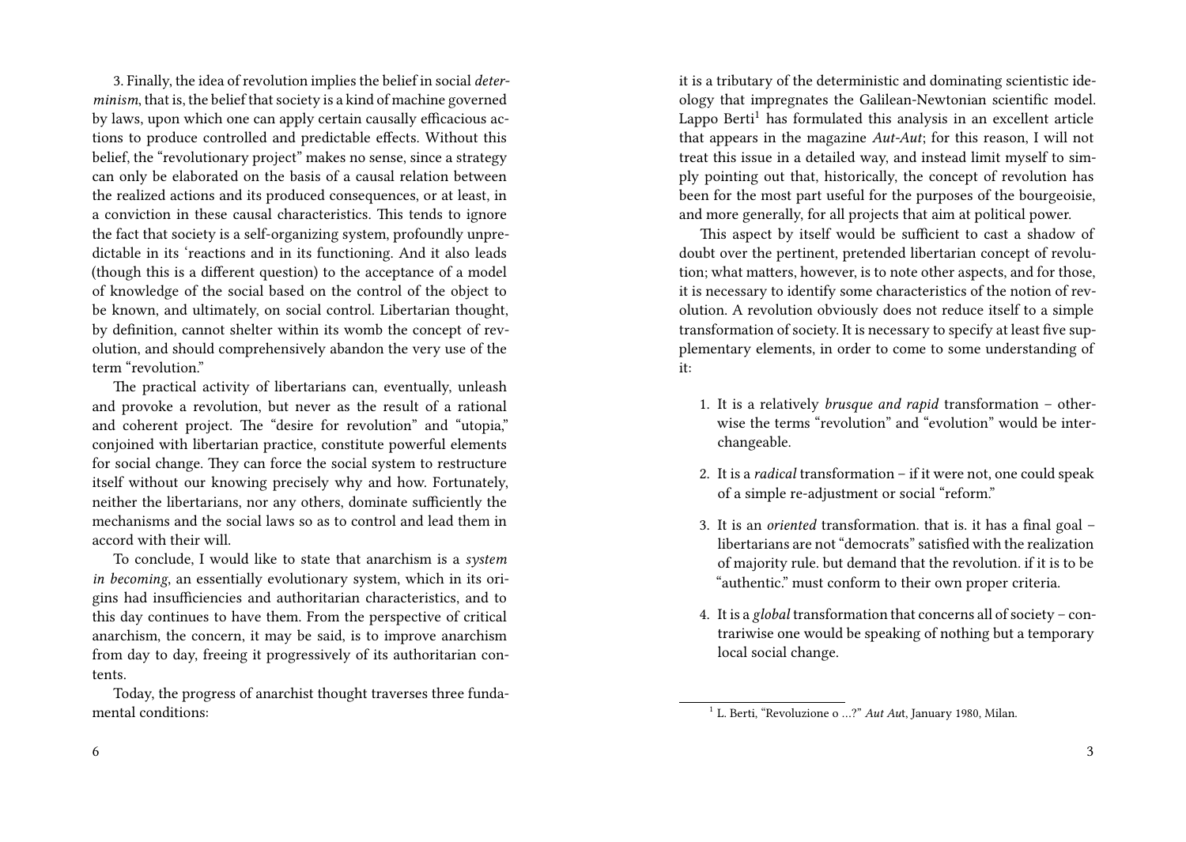3. Finally, the idea of revolution implies the belief in social *determinism*, that is, the belief that society is a kind of machine governed by laws, upon which one can apply certain causally efficacious actions to produce controlled and predictable effects. Without this belief, the "revolutionary project" makes no sense, since a strategy can only be elaborated on the basis of a causal relation between the realized actions and its produced consequences, or at least, in a conviction in these causal characteristics. This tends to ignore the fact that society is a self-organizing system, profoundly unpredictable in its 'reactions and in its functioning. And it also leads (though this is a different question) to the acceptance of a model of knowledge of the social based on the control of the object to be known, and ultimately, on social control. Libertarian thought, by definition, cannot shelter within its womb the concept of revolution, and should comprehensively abandon the very use of the term "revolution."

The practical activity of libertarians can, eventually, unleash and provoke a revolution, but never as the result of a rational and coherent project. The "desire for revolution" and "utopia," conjoined with libertarian practice, constitute powerful elements for social change. They can force the social system to restructure itself without our knowing precisely why and how. Fortunately, neither the libertarians, nor any others, dominate sufficiently the mechanisms and the social laws so as to control and lead them in accord with their will.

To conclude, I would like to state that anarchism is a *system in becoming*, an essentially evolutionary system, which in its origins had insufficiencies and authoritarian characteristics, and to this day continues to have them. From the perspective of critical anarchism, the concern, it may be said, is to improve anarchism from day to day, freeing it progressively of its authoritarian contents.

Today, the progress of anarchist thought traverses three fundamental conditions:

it is a tributary of the deterministic and dominating scientistic ideology that impregnates the Galilean-Newtonian scientific model. Lappo Berti[1] has formulated this analysis in an excellent article that appears in the magazine *Aut-Aut*; for this reason, I will not treat this issue in a detailed way, and instead limit myself to simply pointing out that, historically, the concept of revolution has been for the most part useful for the purposes of the bourgeoisie, and more generally, for all projects that aim at political power.

This aspect by itself would be sufficient to cast a shadow of doubt over the pertinent, pretended libertarian concept of revolution; what matters, however, is to note other aspects, and for those, it is necessary to identify some characteristics of the notion of revolution. A revolution obviously does not reduce itself to a simple transformation of society. It is necessary to specify at least five supplementary elements, in order to come to some understanding of it:

1. It is a relatively *brusque and rapid* transformation – otherwise the terms "revolution" and "evolution" would be interchangeable.
2. It is a *radical* transformation – if it were not, one could speak of a simple re-adjustment or social "reform."
3. It is an *oriented* transformation. that is. it has a final goal – libertarians are not "democrats" satisfied with the realization of majority rule. but demand that the revolution. if it is to be "authentic." must conform to their own proper criteria.
4. It is a *global* transformation that concerns all of society – contrariwise one would be speaking of nothing but a temporary local social change.

[1] L. Berti, "Revoluzione o …?" *Aut Aut*, January 1980, Milan.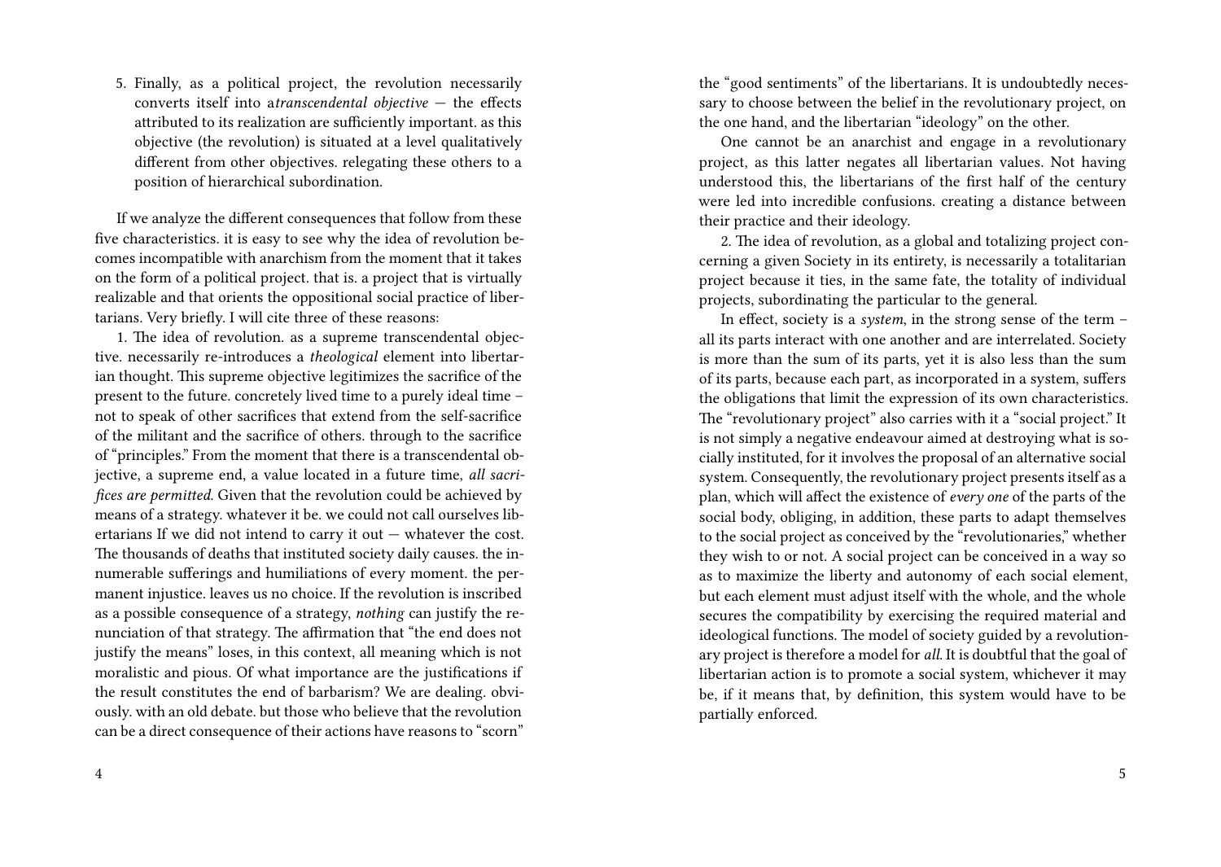5. Finally, as a political project, the revolution necessarily converts itself into a*transcendental objective* — the effects attributed to its realization are sufficiently important. as this objective (the revolution) is situated at a level qualitatively different from other objectives. relegating these others to a position of hierarchical subordination.

If we analyze the different consequences that follow from these five characteristics. it is easy to see why the idea of revolution becomes incompatible with anarchism from the moment that it takes on the form of a political project. that is. a project that is virtually realizable and that orients the oppositional social practice of libertarians. Very briefly. I will cite three of these reasons:

1. The idea of revolution. as a supreme transcendental objective. necessarily re-introduces a *theological* element into libertarian thought. This supreme objective legitimizes the sacrifice of the present to the future. concretely lived time to a purely ideal time – not to speak of other sacrifices that extend from the self-sacrifice of the militant and the sacrifice of others. through to the sacrifice of "principles." From the moment that there is a transcendental objective, a supreme end, a value located in a future time, *all sacrifices are permitted*. Given that the revolution could be achieved by means of a strategy. whatever it be. we could not call ourselves libertarians If we did not intend to carry it out — whatever the cost. The thousands of deaths that instituted society daily causes. the innumerable sufferings and humiliations of every moment. the permanent injustice. leaves us no choice. If the revolution is inscribed as a possible consequence of a strategy, *nothing* can justify the renunciation of that strategy. The affirmation that "the end does not justify the means" loses, in this context, all meaning which is not moralistic and pious. Of what importance are the justifications if the result constitutes the end of barbarism? We are dealing. obviously. with an old debate. but those who believe that the revolution can be a direct consequence of their actions have reasons to "scorn" the "good sentiments" of the libertarians. It is undoubtedly necessary to choose between the belief in the revolutionary project, on the one hand, and the libertarian "ideology" on the other.

One cannot be an anarchist and engage in a revolutionary project, as this latter negates all libertarian values. Not having understood this, the libertarians of the first half of the century were led into incredible confusions. creating a distance between their practice and their ideology.

2. The idea of revolution, as a global and totalizing project concerning a given Society in its entirety, is necessarily a totalitarian project because it ties, in the same fate, the totality of individual projects, subordinating the particular to the general.

In effect, society is a *system*, in the strong sense of the term – all its parts interact with one another and are interrelated. Society is more than the sum of its parts, yet it is also less than the sum of its parts, because each part, as incorporated in a system, suffers the obligations that limit the expression of its own characteristics. The "revolutionary project" also carries with it a "social project." It is not simply a negative endeavour aimed at destroying what is socially instituted, for it involves the proposal of an alternative social system. Consequently, the revolutionary project presents itself as a plan, which will affect the existence of *every one* of the parts of the social body, obliging, in addition, these parts to adapt themselves to the social project as conceived by the "revolutionaries," whether they wish to or not. A social project can be conceived in a way so as to maximize the liberty and autonomy of each social element, but each element must adjust itself with the whole, and the whole secures the compatibility by exercising the required material and ideological functions. The model of society guided by a revolutionary project is therefore a model for *all.* It is doubtful that the goal of libertarian action is to promote a social system, whichever it may be, if it means that, by definition, this system would have to be partially enforced.